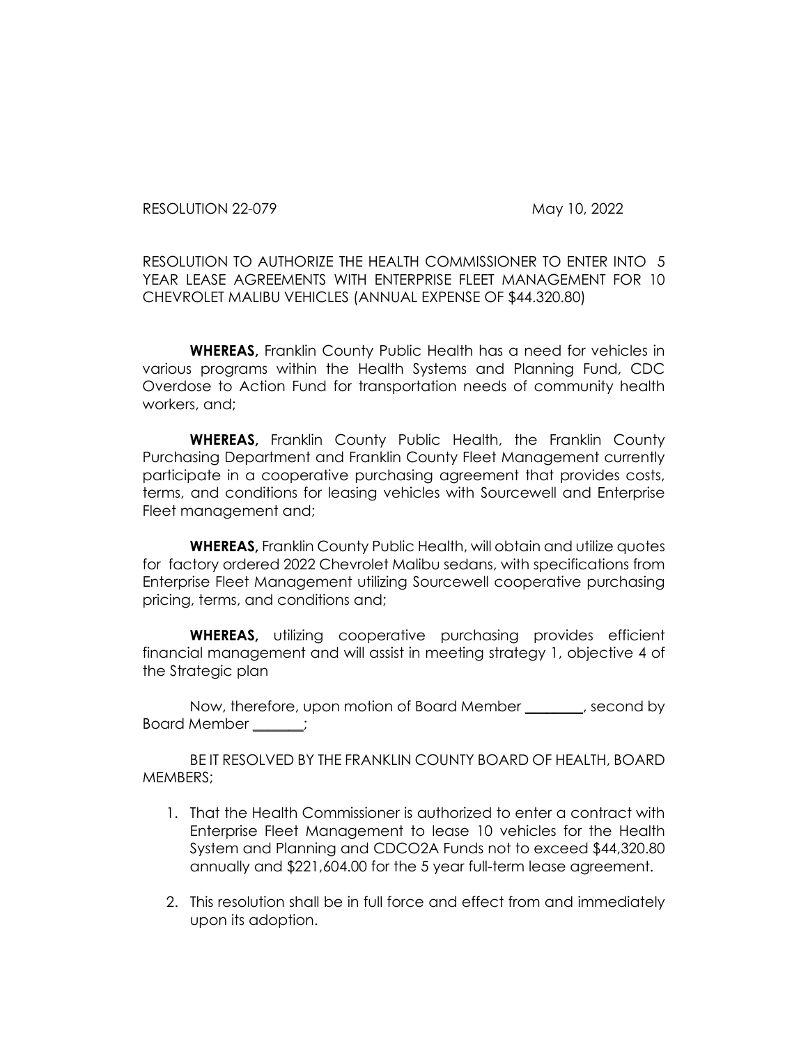RESOLUTION 22-079 May 10, 2022

RESOLUTION TO AUTHORIZE THE HEALTH COMMISSIONER TO ENTER INTO 5 YEAR LEASE AGREEMENTS WITH ENTERPRISE FLEET MANAGEMENT FOR 10 CHEVROLET MALIBU VEHICLES (ANNUAL EXPENSE OF $44.320.80)

**WHEREAS,** Franklin County Public Health has a need for vehicles in various programs within the Health Systems and Planning Fund, CDC Overdose to Action Fund for transportation needs of community health workers, and;

**WHEREAS,** Franklin County Public Health, the Franklin County Purchasing Department and Franklin County Fleet Management currently participate in a cooperative purchasing agreement that provides costs, terms, and conditions for leasing vehicles with Sourcewell and Enterprise Fleet management and;

**WHEREAS,** Franklin County Public Health, will obtain and utilize quotes for factory ordered 2022 Chevrolet Malibu sedans, with specifications from Enterprise Fleet Management utilizing Sourcewell cooperative purchasing pricing, terms, and conditions and;

**WHEREAS,** utilizing cooperative purchasing provides efficient financial management and will assist in meeting strategy 1, objective 4 of the Strategic plan

Now, therefore, upon motion of Board Member ________, second by Board Member _______;

BE IT RESOLVED BY THE FRANKLIN COUNTY BOARD OF HEALTH, BOARD MEMBERS;

1. That the Health Commissioner is authorized to enter a contract with Enterprise Fleet Management to lease 10 vehicles for the Health System and Planning and CDCO2A Funds not to exceed $44,320.80 annually and $221,604.00 for the 5 year full-term lease agreement.

2. This resolution shall be in full force and effect from and immediately upon its adoption.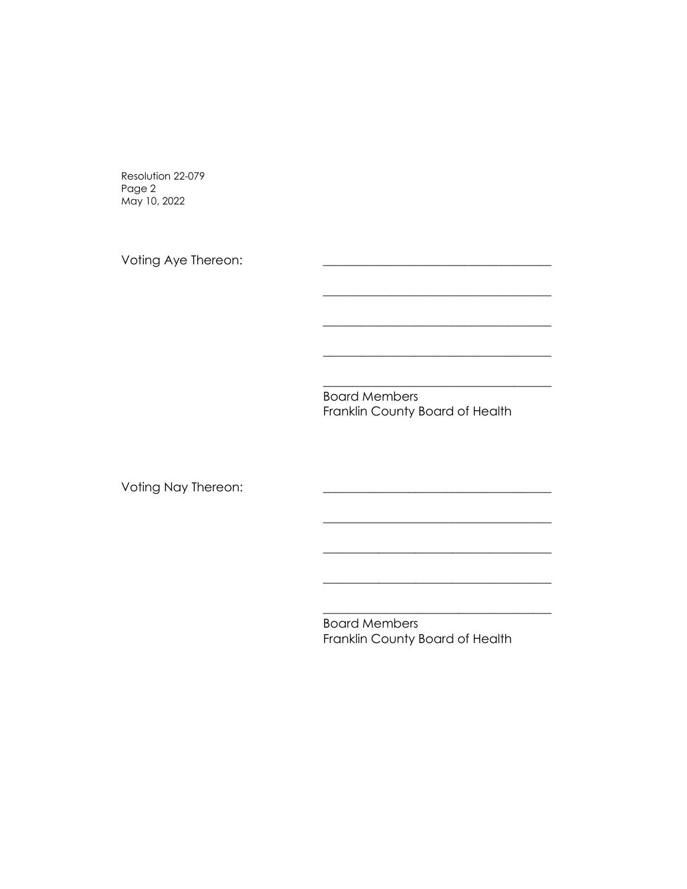Resolution 22-079
Page 2
May 10, 2022

Voting Aye Thereon:

\_\_\_\_\_\_\_\_\_\_\_\_\_\_\_\_\_\_\_\_\_\_\_\_\_\_\_\_\_\_\_\_\_\_\_\_

\_\_\_\_\_\_\_\_\_\_\_\_\_\_\_\_\_\_\_\_\_\_\_\_\_\_\_\_\_\_\_\_\_\_\_\_

\_\_\_\_\_\_\_\_\_\_\_\_\_\_\_\_\_\_\_\_\_\_\_\_\_\_\_\_\_\_\_\_\_\_\_\_

\_\_\_\_\_\_\_\_\_\_\_\_\_\_\_\_\_\_\_\_\_\_\_\_\_\_\_\_\_\_\_\_\_\_\_\_

\_\_\_\_\_\_\_\_\_\_\_\_\_\_\_\_\_\_\_\_\_\_\_\_\_\_\_\_\_\_\_\_\_\_\_\_

Board Members
Franklin County Board of Health

Voting Nay Thereon:

\_\_\_\_\_\_\_\_\_\_\_\_\_\_\_\_\_\_\_\_\_\_\_\_\_\_\_\_\_\_\_\_\_\_\_\_

\_\_\_\_\_\_\_\_\_\_\_\_\_\_\_\_\_\_\_\_\_\_\_\_\_\_\_\_\_\_\_\_\_\_\_\_

\_\_\_\_\_\_\_\_\_\_\_\_\_\_\_\_\_\_\_\_\_\_\_\_\_\_\_\_\_\_\_\_\_\_\_\_

\_\_\_\_\_\_\_\_\_\_\_\_\_\_\_\_\_\_\_\_\_\_\_\_\_\_\_\_\_\_\_\_\_\_\_\_

\_\_\_\_\_\_\_\_\_\_\_\_\_\_\_\_\_\_\_\_\_\_\_\_\_\_\_\_\_\_\_\_\_\_\_\_

Board Members
Franklin County Board of Health